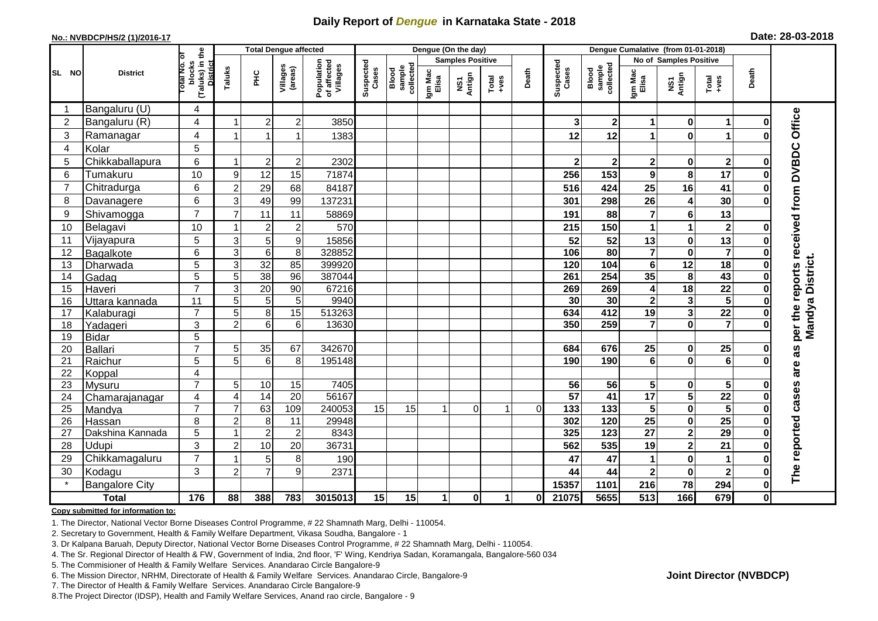# Daily Report of *Dengue* in Karnataka State - 2018

**No.: NVBDCP/HS/2 (1)/2016-17**

**Date: 28-03-2018**

| SL NO | District | Total No. of blocks (Taluks) in the District | Total Dengue affected | | | | Dengue (On the day) | | | | | | | Dengue Cumalative (from 01-01-2018) | | | | | | | |
|---|---|---|---|---|---|---|---|---|---|---|---|---|---|---|---|---|---|---|---|---|
| | | | Taluks | PHC | Villages (areas) | Population of affected Villages | Suspected Cases | Blood sample collected | Samples Positive | | | Death | Suspected Cases | Blood sample collected | No of Samples Positive | | | Death | |
| | | | | | | | | | Igm Mac Elisa | NS1 Antign | Total +ves | | | | Igm Mac Elisa | NS1 Antign | Total +ves | | |
| 1 | Bangaluru (U) | 4 | | | | | | | | | | | | | | | | | The reported cases are as per the reports received from DVBDC Office Mandya District. |
| 2 | Bangaluru (R) | 4 | 1 | 2 | 2 | 3850 | | | | | | | 3 | 2 | 1 | 0 | 1 | 0 | |
| 3 | Ramanagar | 4 | 1 | 1 | 1 | 1383 | | | | | | | 12 | 12 | 1 | 0 | 1 | 0 | |
| 4 | Kolar | 5 | | | | | | | | | | | | | | | | | |
| 5 | Chikkaballapura | 6 | 1 | 2 | 2 | 2302 | | | | | | | 2 | 2 | 2 | 0 | 2 | 0 | |
| 6 | Tumakuru | 10 | 9 | 12 | 15 | 71874 | | | | | | | 256 | 153 | 9 | 8 | 17 | 0 | |
| 7 | Chitradurga | 6 | 2 | 29 | 68 | 84187 | | | | | | | 516 | 424 | 25 | 16 | 41 | 0 | |
| 8 | Davanagere | 6 | 3 | 49 | 99 | 137231 | | | | | | | 301 | 298 | 26 | 4 | 30 | 0 | |
| 9 | Shivamogga | 7 | 7 | 11 | 11 | 58869 | | | | | | | 191 | 88 | 7 | 6 | 13 | | |
| 10 | Belagavi | 10 | 1 | 2 | 2 | 570 | | | | | | | 215 | 150 | 1 | 1 | 2 | 0 | |
| 11 | Vijayapura | 5 | 3 | 5 | 9 | 15856 | | | | | | | 52 | 52 | 13 | 0 | 13 | 0 | |
| 12 | Bagalkote | 6 | 3 | 6 | 8 | 328852 | | | | | | | 106 | 80 | 7 | 0 | 7 | 0 | |
| 13 | Dharwada | 5 | 3 | 32 | 85 | 399920 | | | | | | | 120 | 104 | 6 | 12 | 18 | 0 | |
| 14 | Gadag | 5 | 5 | 38 | 96 | 387044 | | | | | | | 261 | 254 | 35 | 8 | 43 | 0 | |
| 15 | Haveri | 7 | 3 | 20 | 90 | 67216 | | | | | | | 269 | 269 | 4 | 18 | 22 | 0 | |
| 16 | Uttara kannada | 11 | 5 | 5 | 5 | 9940 | | | | | | | 30 | 30 | 2 | 3 | 5 | 0 | |
| 17 | Kalaburagi | 7 | 5 | 8 | 15 | 513263 | | | | | | | 634 | 412 | 19 | 3 | 22 | 0 | |
| 18 | Yadageri | 3 | 2 | 6 | 6 | 13630 | | | | | | | 350 | 259 | 7 | 0 | 7 | 0 | |
| 19 | Bidar | 5 | | | | | | | | | | | | | | | | | |
| 20 | Ballari | 7 | 5 | 35 | 67 | 342670 | | | | | | | 684 | 676 | 25 | 0 | 25 | 0 | |
| 21 | Raichur | 5 | 5 | 6 | 8 | 195148 | | | | | | | 190 | 190 | 6 | 0 | 6 | 0 | |
| 22 | Koppal | 4 | | | | | | | | | | | | | | | | | |
| 23 | Mysuru | 7 | 5 | 10 | 15 | 7405 | | | | | | | 56 | 56 | 5 | 0 | 5 | 0 | |
| 24 | Chamarajanagar | 4 | 4 | 14 | 20 | 56167 | | | | | | | 57 | 41 | 17 | 5 | 22 | 0 | |
| 25 | Mandya | 7 | 7 | 63 | 109 | 240053 | 15 | 15 | 1 | 0 | 1 | 0 | 133 | 133 | 5 | 0 | 5 | 0 | |
| 26 | Hassan | 8 | 2 | 8 | 11 | 29948 | | | | | | | 302 | 120 | 25 | 0 | 25 | 0 | |
| 27 | Dakshina Kannada | 5 | 1 | 2 | 2 | 8343 | | | | | | | 325 | 123 | 27 | 2 | 29 | 0 | |
| 28 | Udupi | 3 | 2 | 10 | 20 | 36731 | | | | | | | 562 | 535 | 19 | 2 | 21 | 0 | |
| 29 | Chikkamagaluru | 7 | 1 | 5 | 8 | 190 | | | | | | | 47 | 47 | 1 | 0 | 1 | 0 | |
| 30 | Kodagu | 3 | 2 | 7 | 9 | 2371 | | | | | | | 44 | 44 | 2 | 0 | 2 | 0 | |
| * | Bangalore City | | | | | | | | | | | | 15357 | 1101 | 216 | 78 | 294 | 0 | |
| | **Total** | **176** | **88** | **388** | **783** | **3015013** | **15** | **15** | **1** | **0** | **1** | **0** | **21075** | **5655** | **513** | **166** | **679** | **0** | |

**Copy submitted for information to:**

1. The Director, National Vector Borne Diseases Control Programme, # 22 Shamnath Marg, Delhi - 110054.
2. Secretary to Government, Health & Family Welfare Department, Vikasa Soudha, Bangalore - 1
3. Dr Kalpana Baruah, Deputy Director, National Vector Borne Diseases Control Programme, # 22 Shamnath Marg, Delhi - 110054.
4. The Sr. Regional Director of Health & FW, Government of India, 2nd floor, 'F' Wing, Kendriya Sadan, Koramangala, Bangalore-560 034
5. The Commisioner of Health & Family Welfare Services. Anandarao Circle Bangalore-9
6. The Mission Director, NRHM, Directorate of Health & Family Welfare Services. Anandarao Circle, Bangalore-9
7. The Director of Health & Family Welfare Services. Anandarao Circle Bangalore-9
8. The Project Director (IDSP), Health and Family Welfare Services, Anand rao circle, Bangalore - 9

**Joint Director (NVBDCP)**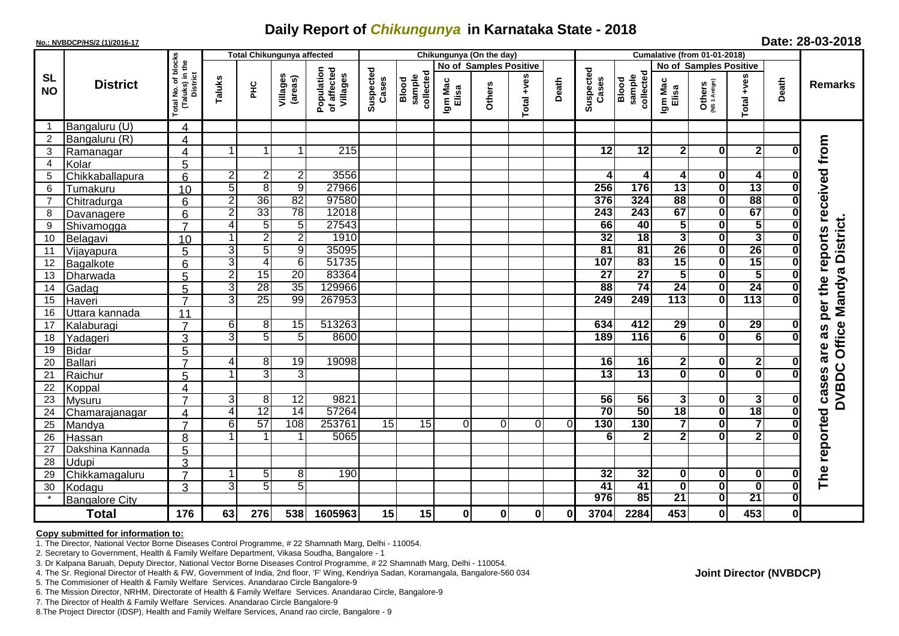# Daily Report of *Chikungunya* in Karnataka State - 2018

**No.: NVBDCP/HS/2 (1)/2016-17**

**Date: 28-03-2018**

| SL NO | District | Total No. of blocks (Taluks) in the District | Total Chikungunya affected | | | | Chikungunya (On the day) | | | | | | | Cumalative (from 01-01-2018) | | | | | | | Remarks |
|---|---|---|---|---|---|---|---|---|---|---|---|---|---|---|---|---|---|---|---|---|---|
| | | | Taluks | PHC | Villages (areas) | Population of affected Villages | Suspected Cases | Blood sample collected | No of Samples Positive | | | Death | | Suspected Cases | Blood sample collected | No of Samples Positive | | | Death | |
| | | | | | | | | | Igm Mac Elisa | Others | Total +ves | | | | | Igm Mac Elisa | Others (NS 1 Antign) | Total +ves | | |
| 1 | Bangaluru (U) | 4 | | | | | | | | | | | | | | | | | | The reported cases are as per the reports received from DVBDC Office Mandya District. |
| 2 | Bangaluru (R) | 4 | | | | | | | | | | | | | | | | | | |
| 3 | Ramanagar | 4 | 1 | 1 | 1 | 215 | | | | | | | 12 | 12 | 2 | 0 | 2 | 0 | |
| 4 | Kolar | 5 | | | | | | | | | | | | | | | | | |
| 5 | Chikkaballapura | 6 | 2 | 2 | 2 | 3556 | | | | | | | 4 | 4 | 4 | 0 | 4 | 0 | |
| 6 | Tumakuru | 10 | 5 | 8 | 9 | 27966 | | | | | | | 256 | 176 | 13 | 0 | 13 | 0 | |
| 7 | Chitradurga | 6 | 2 | 36 | 82 | 97580 | | | | | | | 376 | 324 | 88 | 0 | 88 | 0 | |
| 8 | Davanagere | 6 | 2 | 33 | 78 | 12018 | | | | | | | 243 | 243 | 67 | 0 | 67 | 0 | |
| 9 | Shivamogga | 7 | 4 | 5 | 5 | 27543 | | | | | | | 66 | 40 | 5 | 0 | 5 | 0 | |
| 10 | Belagavi | 10 | 1 | 2 | 2 | 1910 | | | | | | | 32 | 18 | 3 | 0 | 3 | 0 | |
| 11 | Vijayapura | 5 | 3 | 5 | 9 | 35095 | | | | | | | 81 | 81 | 26 | 0 | 26 | 0 | |
| 12 | Bagalkote | 6 | 3 | 4 | 6 | 51735 | | | | | | | 107 | 83 | 15 | 0 | 15 | 0 | |
| 13 | Dharwada | 5 | 2 | 15 | 20 | 83364 | | | | | | | 27 | 27 | 5 | 0 | 5 | 0 | |
| 14 | Gadag | 5 | 3 | 28 | 35 | 129966 | | | | | | | 88 | 74 | 24 | 0 | 24 | 0 | |
| 15 | Haveri | 7 | 3 | 25 | 99 | 267953 | | | | | | | 249 | 249 | 113 | 0 | 113 | 0 | |
| 16 | Uttara kannada | 11 | | | | | | | | | | | | | | | | | |
| 17 | Kalaburagi | 7 | 6 | 8 | 15 | 513263 | | | | | | | 634 | 412 | 29 | 0 | 29 | 0 | |
| 18 | Yadageri | 3 | 3 | 5 | 5 | 8600 | | | | | | | 189 | 116 | 6 | 0 | 6 | 0 | |
| 19 | Bidar | 5 | | | | | | | | | | | | | | | | | |
| 20 | Ballari | 7 | 4 | 8 | 19 | 19098 | | | | | | | 16 | 16 | 2 | 0 | 2 | 0 | |
| 21 | Raichur | 5 | 1 | 3 | 3 | | | | | | | | 13 | 13 | 0 | 0 | 0 | 0 | |
| 22 | Koppal | 4 | | | | | | | | | | | | | | | | | |
| 23 | Mysuru | 7 | 3 | 8 | 12 | 9821 | | | | | | | 56 | 56 | 3 | 0 | 3 | 0 | |
| 24 | Chamarajanagar | 4 | 4 | 12 | 14 | 57264 | | | | | | | 70 | 50 | 18 | 0 | 18 | 0 | |
| 25 | Mandya | 7 | 6 | 57 | 108 | 253761 | 15 | 15 | 0 | 0 | 0 | 0 | 130 | 130 | 7 | 0 | 7 | 0 | |
| 26 | Hassan | 8 | 1 | 1 | 1 | 5065 | | | | | | | 6 | 2 | 2 | 0 | 2 | 0 | |
| 27 | Dakshina Kannada | 5 | | | | | | | | | | | | | | | | | |
| 28 | Udupi | 3 | | | | | | | | | | | | | | | | | |
| 29 | Chikkamagaluru | 7 | 1 | 5 | 8 | 190 | | | | | | | 32 | 32 | 0 | 0 | 0 | 0 | |
| 30 | Kodagu | 3 | 3 | 5 | 5 | | | | | | | | 41 | 41 | 0 | 0 | 0 | 0 | |
| * | Bangalore City | | | | | | | | | | | | 976 | 85 | 21 | 0 | 21 | 0 | |
| **Total** | | **176** | **63** | **276** | **538** | **1605963** | **15** | **15** | **0** | **0** | **0** | **0** | **3704** | **2284** | **453** | **0** | **453** | **0** | |

**Copy submitted for information to:**

1. The Director, National Vector Borne Diseases Control Programme, # 22 Shamnath Marg, Delhi - 110054.
2. Secretary to Government, Health & Family Welfare Department, Vikasa Soudha, Bangalore - 1
3. Dr Kalpana Baruah, Deputy Director, National Vector Borne Diseases Control Programme, # 22 Shamnath Marg, Delhi - 110054.
4. The Sr. Regional Director of Health & FW, Government of India, 2nd floor, 'F' Wing, Kendriya Sadan, Koramangala, Bangalore-560 034
5. The Commisioner of Health & Family Welfare Services. Anandarao Circle Bangalore-9
6. The Mission Director, NRHM, Directorate of Health & Family Welfare Services. Anandarao Circle, Bangalore-9
7. The Director of Health & Family Welfare Services. Anandarao Circle Bangalore-9
8. The Project Director (IDSP), Health and Family Welfare Services, Anand rao circle, Bangalore - 9

**Joint Director (NVBDCP)**